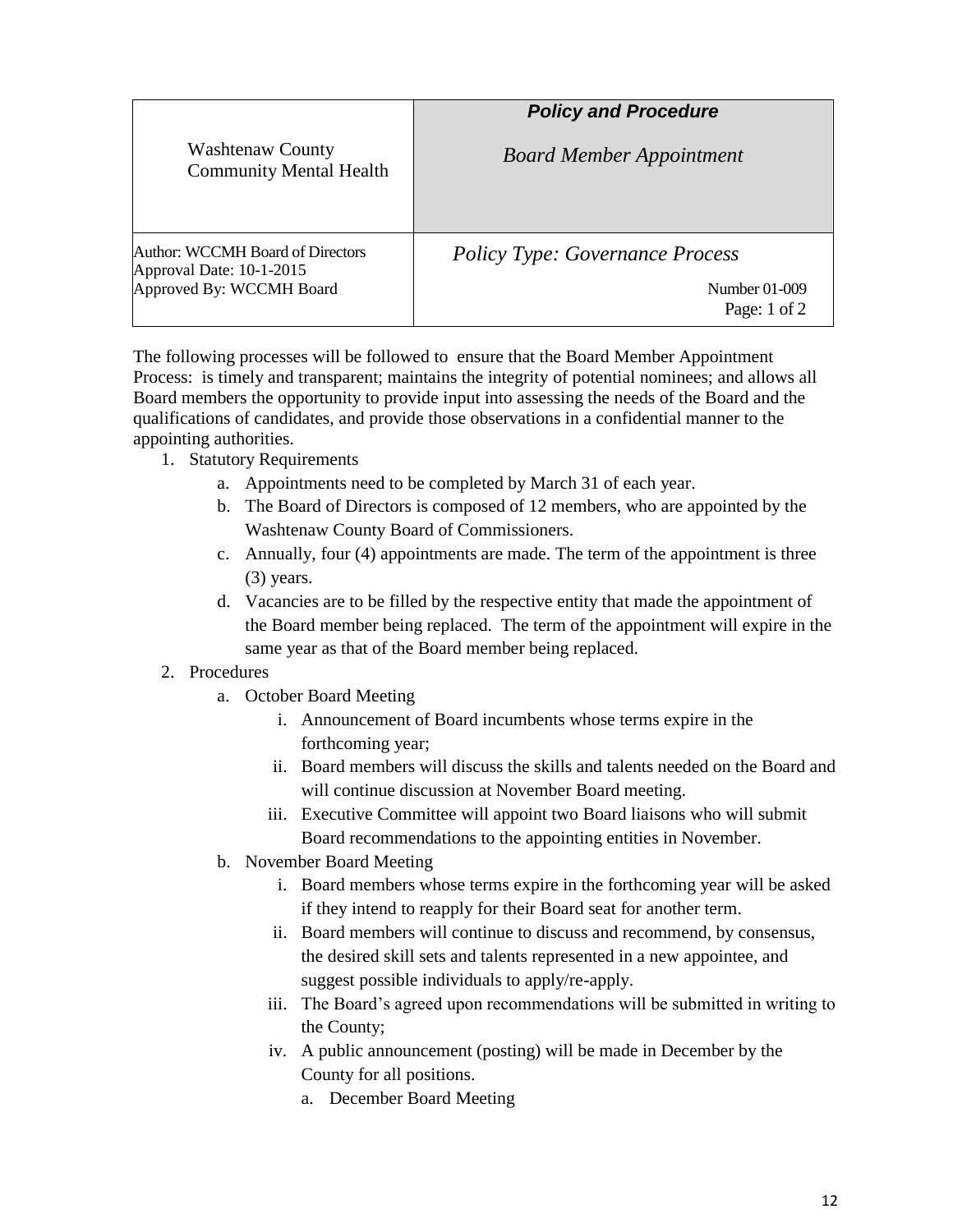| Washtenaw County Community Mental Health | ***Policy and Procedure*** *Board Member Appointment* |
|---|---|
| Author: WCCMH Board of Directors Approval Date: 10-1-2015 Approved By: WCCMH Board | *Policy Type: Governance Process* Number 01-009 Page: 1 of 2 |

The following processes will be followed to ensure that the Board Member Appointment Process: is timely and transparent; maintains the integrity of potential nominees; and allows all Board members the opportunity to provide input into assessing the needs of the Board and the qualifications of candidates, and provide those observations in a confidential manner to the appointing authorities.

1. Statutory Requirements
   a. Appointments need to be completed by March 31 of each year.
   b. The Board of Directors is composed of 12 members, who are appointed by the Washtenaw County Board of Commissioners.
   c. Annually, four (4) appointments are made. The term of the appointment is three (3) years.
   d. Vacancies are to be filled by the respective entity that made the appointment of the Board member being replaced. The term of the appointment will expire in the same year as that of the Board member being replaced.
2. Procedures
   a. October Board Meeting
      i. Announcement of Board incumbents whose terms expire in the forthcoming year;
      ii. Board members will discuss the skills and talents needed on the Board and will continue discussion at November Board meeting.
      iii. Executive Committee will appoint two Board liaisons who will submit Board recommendations to the appointing entities in November.
   b. November Board Meeting
      i. Board members whose terms expire in the forthcoming year will be asked if they intend to reapply for their Board seat for another term.
      ii. Board members will continue to discuss and recommend, by consensus, the desired skill sets and talents represented in a new appointee, and suggest possible individuals to apply/re-apply.
      iii. The Board's agreed upon recommendations will be submitted in writing to the County;
      iv. A public announcement (posting) will be made in December by the County for all positions.
         a. December Board Meeting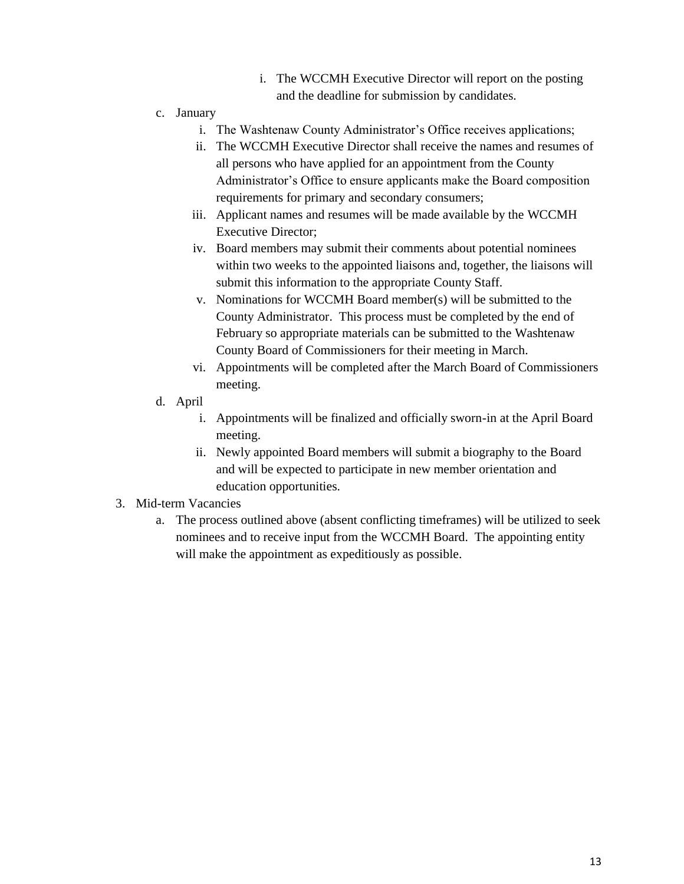i. The WCCMH Executive Director will report on the posting and the deadline for submission by candidates.

   c. January
      i. The Washtenaw County Administrator's Office receives applications;
      ii. The WCCMH Executive Director shall receive the names and resumes of all persons who have applied for an appointment from the County Administrator's Office to ensure applicants make the Board composition requirements for primary and secondary consumers;
      iii. Applicant names and resumes will be made available by the WCCMH Executive Director;
      iv. Board members may submit their comments about potential nominees within two weeks to the appointed liaisons and, together, the liaisons will submit this information to the appropriate County Staff.
      v. Nominations for WCCMH Board member(s) will be submitted to the County Administrator. This process must be completed by the end of February so appropriate materials can be submitted to the Washtenaw County Board of Commissioners for their meeting in March.
      vi. Appointments will be completed after the March Board of Commissioners meeting.
   d. April
      i. Appointments will be finalized and officially sworn-in at the April Board meeting.
      ii. Newly appointed Board members will submit a biography to the Board and will be expected to participate in new member orientation and education opportunities.

3. Mid-term Vacancies
   a. The process outlined above (absent conflicting timeframes) will be utilized to seek nominees and to receive input from the WCCMH Board. The appointing entity will make the appointment as expeditiously as possible.